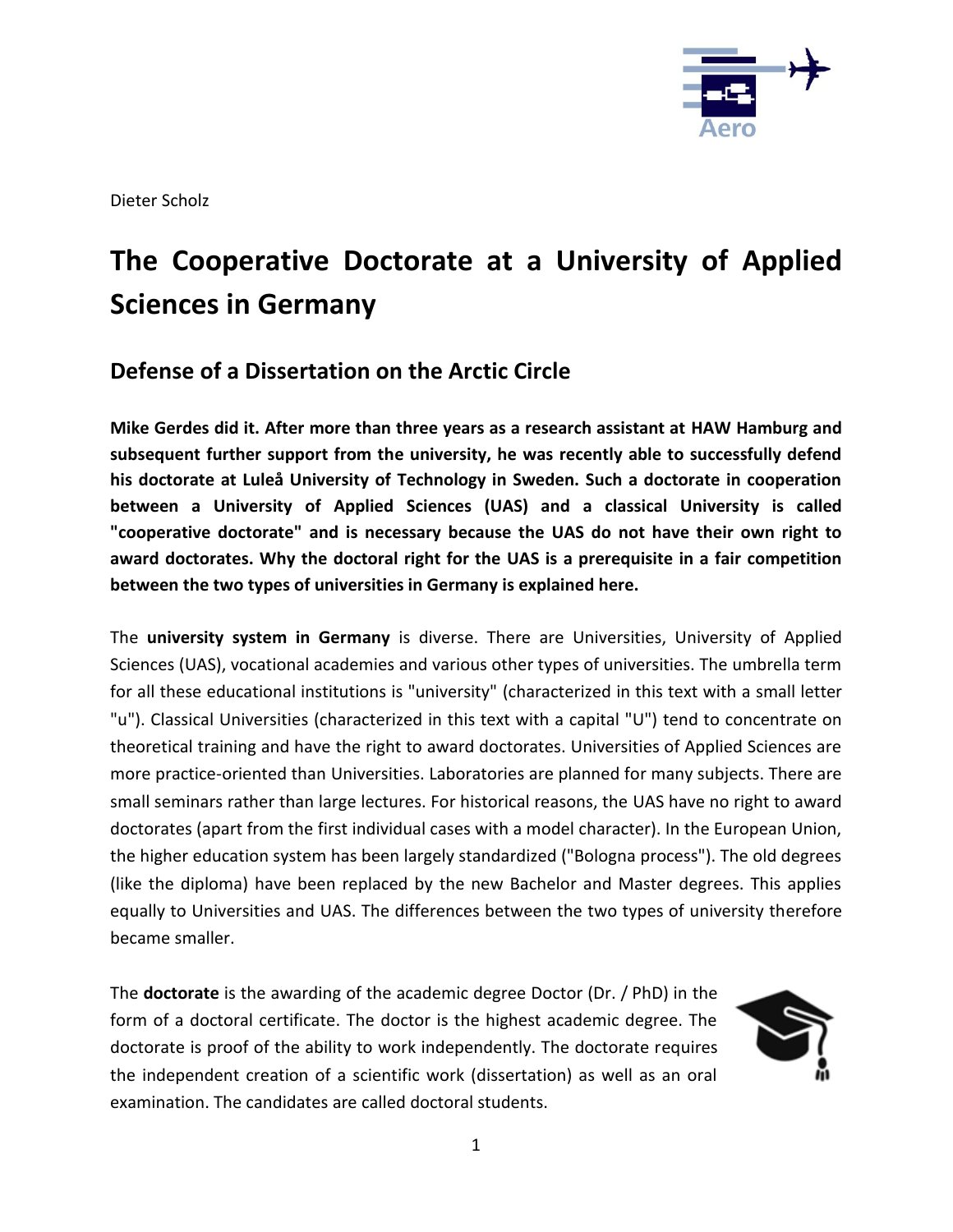Dieter Scholz

# The Cooperative Doctorate at a University of Applied Sciences in Germany

## Defense of a Dissertation on the Arctic Circle

**Mike Gerdes did it. After more than three years as a research assistant at HAW Hamburg and subsequent further support from the university, he was recently able to successfully defend his doctorate at Luleå University of Technology in Sweden. Such a doctorate in cooperation between a University of Applied Sciences (UAS) and a classical University is called "cooperative doctorate" and is necessary because the UAS do not have their own right to award doctorates. Why the doctoral right for the UAS is a prerequisite in a fair competition between the two types of universities in Germany is explained here.**

The **university system in Germany** is diverse. There are Universities, University of Applied Sciences (UAS), vocational academies and various other types of universities. The umbrella term for all these educational institutions is "university" (characterized in this text with a small letter "u"). Classical Universities (characterized in this text with a capital "U") tend to concentrate on theoretical training and have the right to award doctorates. Universities of Applied Sciences are more practice-oriented than Universities. Laboratories are planned for many subjects. There are small seminars rather than large lectures. For historical reasons, the UAS have no right to award doctorates (apart from the first individual cases with a model character). In the European Union, the higher education system has been largely standardized ("Bologna process"). The old degrees (like the diploma) have been replaced by the new Bachelor and Master degrees. This applies equally to Universities and UAS. The differences between the two types of university therefore became smaller.

The **doctorate** is the awarding of the academic degree Doctor (Dr. / PhD) in the form of a doctoral certificate. The doctor is the highest academic degree. The doctorate is proof of the ability to work independently. The doctorate requires the independent creation of a scientific work (dissertation) as well as an oral examination. The candidates are called doctoral students.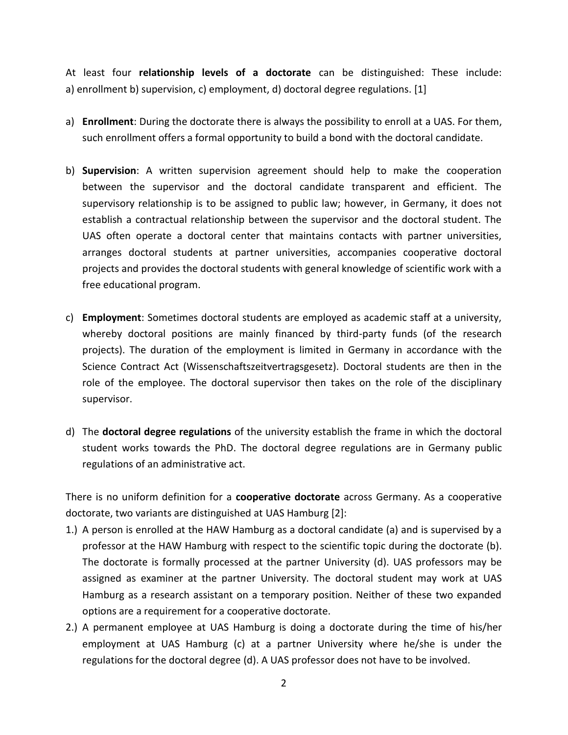At least four **relationship levels of a doctorate** can be distinguished: These include: a) enrollment b) supervision, c) employment, d) doctoral degree regulations. [1]

a) **Enrollment**: During the doctorate there is always the possibility to enroll at a UAS. For them, such enrollment offers a formal opportunity to build a bond with the doctoral candidate.

b) **Supervision**: A written supervision agreement should help to make the cooperation between the supervisor and the doctoral candidate transparent and efficient. The supervisory relationship is to be assigned to public law; however, in Germany, it does not establish a contractual relationship between the supervisor and the doctoral student. The UAS often operate a doctoral center that maintains contacts with partner universities, arranges doctoral students at partner universities, accompanies cooperative doctoral projects and provides the doctoral students with general knowledge of scientific work with a free educational program.

c) **Employment**: Sometimes doctoral students are employed as academic staff at a university, whereby doctoral positions are mainly financed by third-party funds (of the research projects). The duration of the employment is limited in Germany in accordance with the Science Contract Act (Wissenschaftszeitvertragsgesetz). Doctoral students are then in the role of the employee. The doctoral supervisor then takes on the role of the disciplinary supervisor.

d) The **doctoral degree regulations** of the university establish the frame in which the doctoral student works towards the PhD. The doctoral degree regulations are in Germany public regulations of an administrative act.

There is no uniform definition for a **cooperative doctorate** across Germany. As a cooperative doctorate, two variants are distinguished at UAS Hamburg [2]:

1.) A person is enrolled at the HAW Hamburg as a doctoral candidate (a) and is supervised by a professor at the HAW Hamburg with respect to the scientific topic during the doctorate (b). The doctorate is formally processed at the partner University (d). UAS professors may be assigned as examiner at the partner University. The doctoral student may work at UAS Hamburg as a research assistant on a temporary position. Neither of these two expanded options are a requirement for a cooperative doctorate.

2.) A permanent employee at UAS Hamburg is doing a doctorate during the time of his/her employment at UAS Hamburg (c) at a partner University where he/she is under the regulations for the doctoral degree (d). A UAS professor does not have to be involved.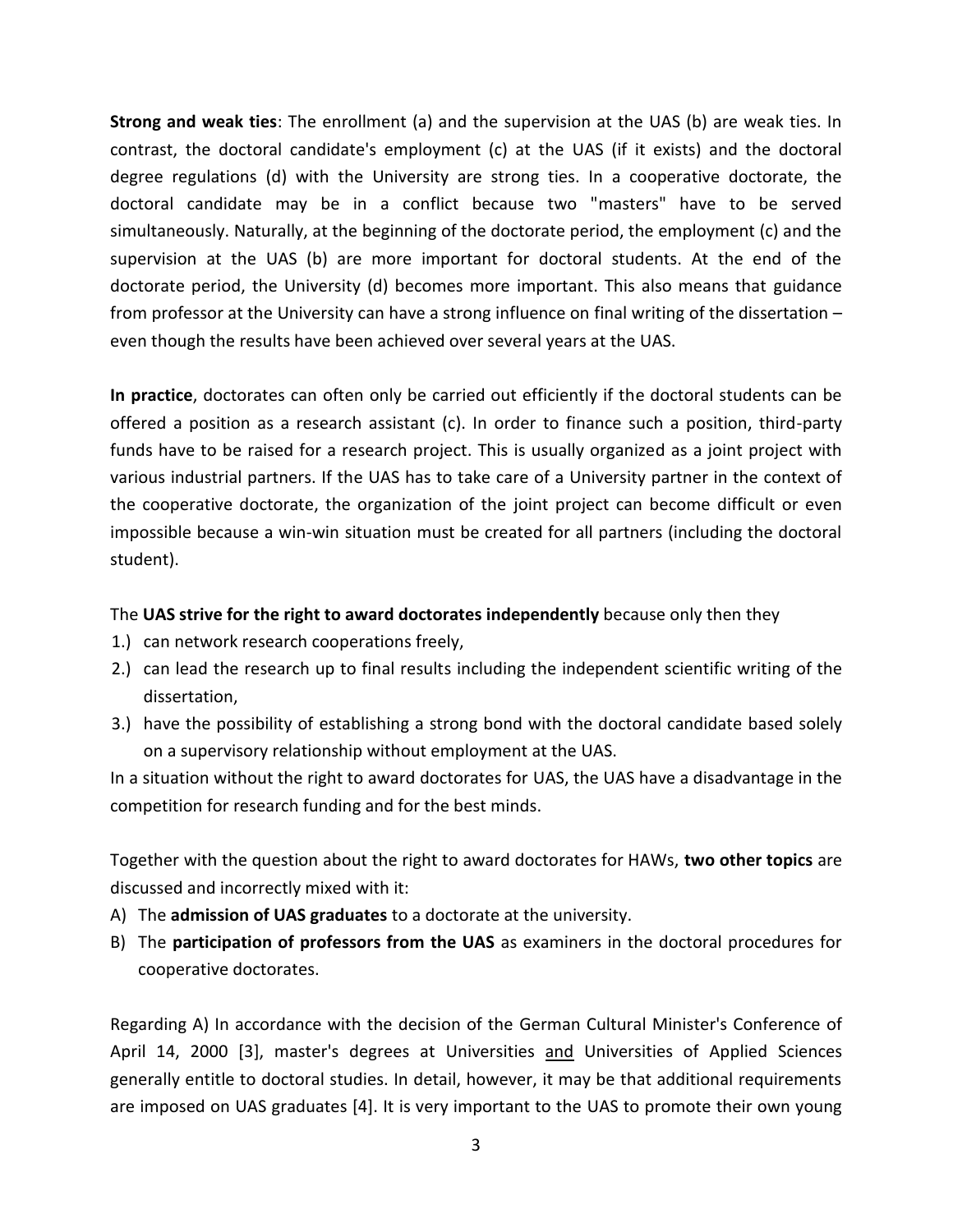**Strong and weak ties**: The enrollment (a) and the supervision at the UAS (b) are weak ties. In contrast, the doctoral candidate's employment (c) at the UAS (if it exists) and the doctoral degree regulations (d) with the University are strong ties. In a cooperative doctorate, the doctoral candidate may be in a conflict because two "masters" have to be served simultaneously. Naturally, at the beginning of the doctorate period, the employment (c) and the supervision at the UAS (b) are more important for doctoral students. At the end of the doctorate period, the University (d) becomes more important. This also means that guidance from professor at the University can have a strong influence on final writing of the dissertation – even though the results have been achieved over several years at the UAS.

**In practice**, doctorates can often only be carried out efficiently if the doctoral students can be offered a position as a research assistant (c). In order to finance such a position, third-party funds have to be raised for a research project. This is usually organized as a joint project with various industrial partners. If the UAS has to take care of a University partner in the context of the cooperative doctorate, the organization of the joint project can become difficult or even impossible because a win-win situation must be created for all partners (including the doctoral student).

The **UAS strive for the right to award doctorates independently** because only then they

1.) can network research cooperations freely,
2.) can lead the research up to final results including the independent scientific writing of the dissertation,
3.) have the possibility of establishing a strong bond with the doctoral candidate based solely on a supervisory relationship without employment at the UAS.

In a situation without the right to award doctorates for UAS, the UAS have a disadvantage in the competition for research funding and for the best minds.

Together with the question about the right to award doctorates for HAWs, **two other topics** are discussed and incorrectly mixed with it:

A) The **admission of UAS graduates** to a doctorate at the university.
B) The **participation of professors from the UAS** as examiners in the doctoral procedures for cooperative doctorates.

Regarding A) In accordance with the decision of the German Cultural Minister's Conference of April 14, 2000 [3], master's degrees at Universities <u>and</u> Universities of Applied Sciences generally entitle to doctoral studies. In detail, however, it may be that additional requirements are imposed on UAS graduates [4]. It is very important to the UAS to promote their own young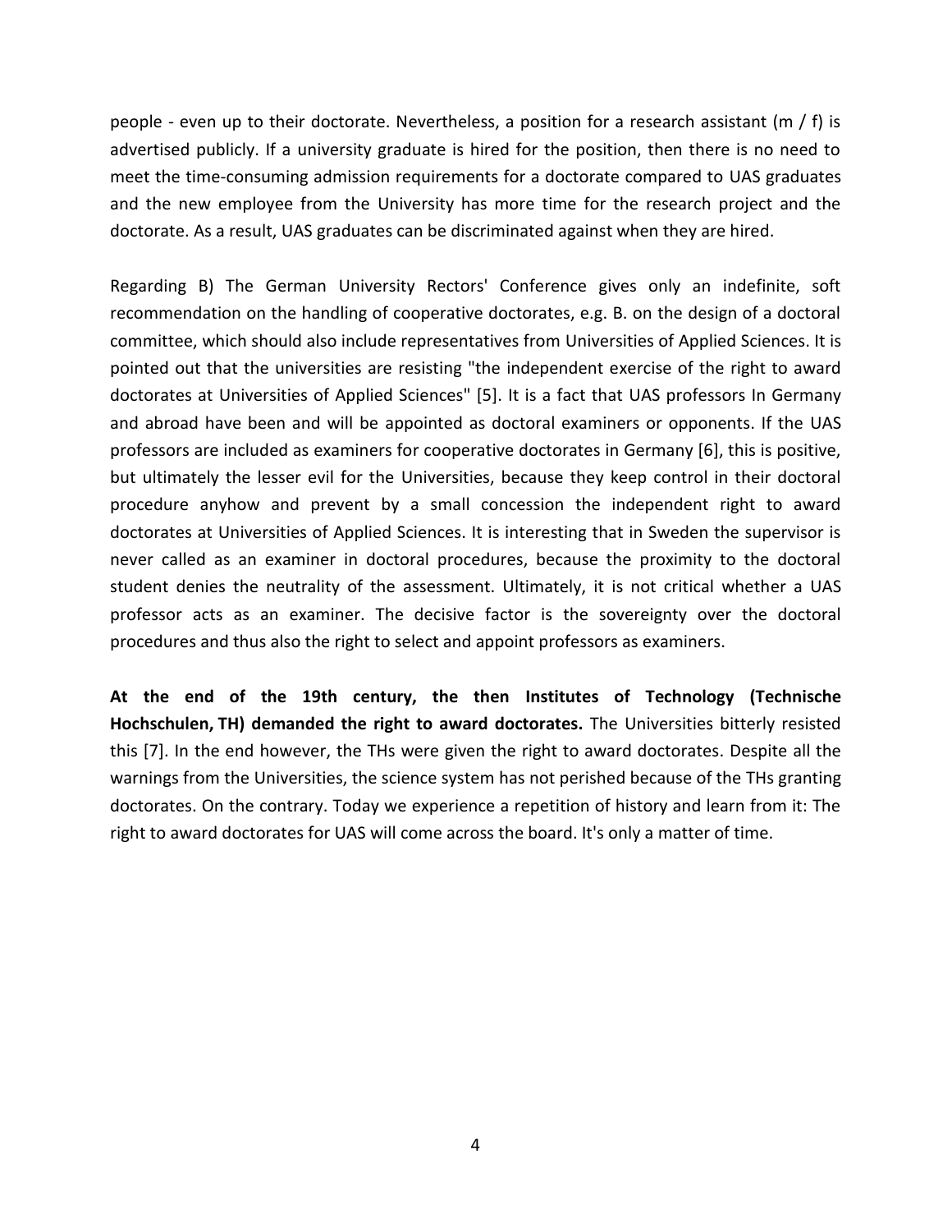people - even up to their doctorate. Nevertheless, a position for a research assistant (m / f) is advertised publicly. If a university graduate is hired for the position, then there is no need to meet the time-consuming admission requirements for a doctorate compared to UAS graduates and the new employee from the University has more time for the research project and the doctorate. As a result, UAS graduates can be discriminated against when they are hired.

Regarding B) The German University Rectors' Conference gives only an indefinite, soft recommendation on the handling of cooperative doctorates, e.g. B. on the design of a doctoral committee, which should also include representatives from Universities of Applied Sciences. It is pointed out that the universities are resisting "the independent exercise of the right to award doctorates at Universities of Applied Sciences" [5]. It is a fact that UAS professors In Germany and abroad have been and will be appointed as doctoral examiners or opponents. If the UAS professors are included as examiners for cooperative doctorates in Germany [6], this is positive, but ultimately the lesser evil for the Universities, because they keep control in their doctoral procedure anyhow and prevent by a small concession the independent right to award doctorates at Universities of Applied Sciences. It is interesting that in Sweden the supervisor is never called as an examiner in doctoral procedures, because the proximity to the doctoral student denies the neutrality of the assessment. Ultimately, it is not critical whether a UAS professor acts as an examiner. The decisive factor is the sovereignty over the doctoral procedures and thus also the right to select and appoint professors as examiners.

**At the end of the 19th century, the then Institutes of Technology (Technische Hochschulen, TH) demanded the right to award doctorates.** The Universities bitterly resisted this [7]. In the end however, the THs were given the right to award doctorates. Despite all the warnings from the Universities, the science system has not perished because of the THs granting doctorates. On the contrary. Today we experience a repetition of history and learn from it: The right to award doctorates for UAS will come across the board. It's only a matter of time.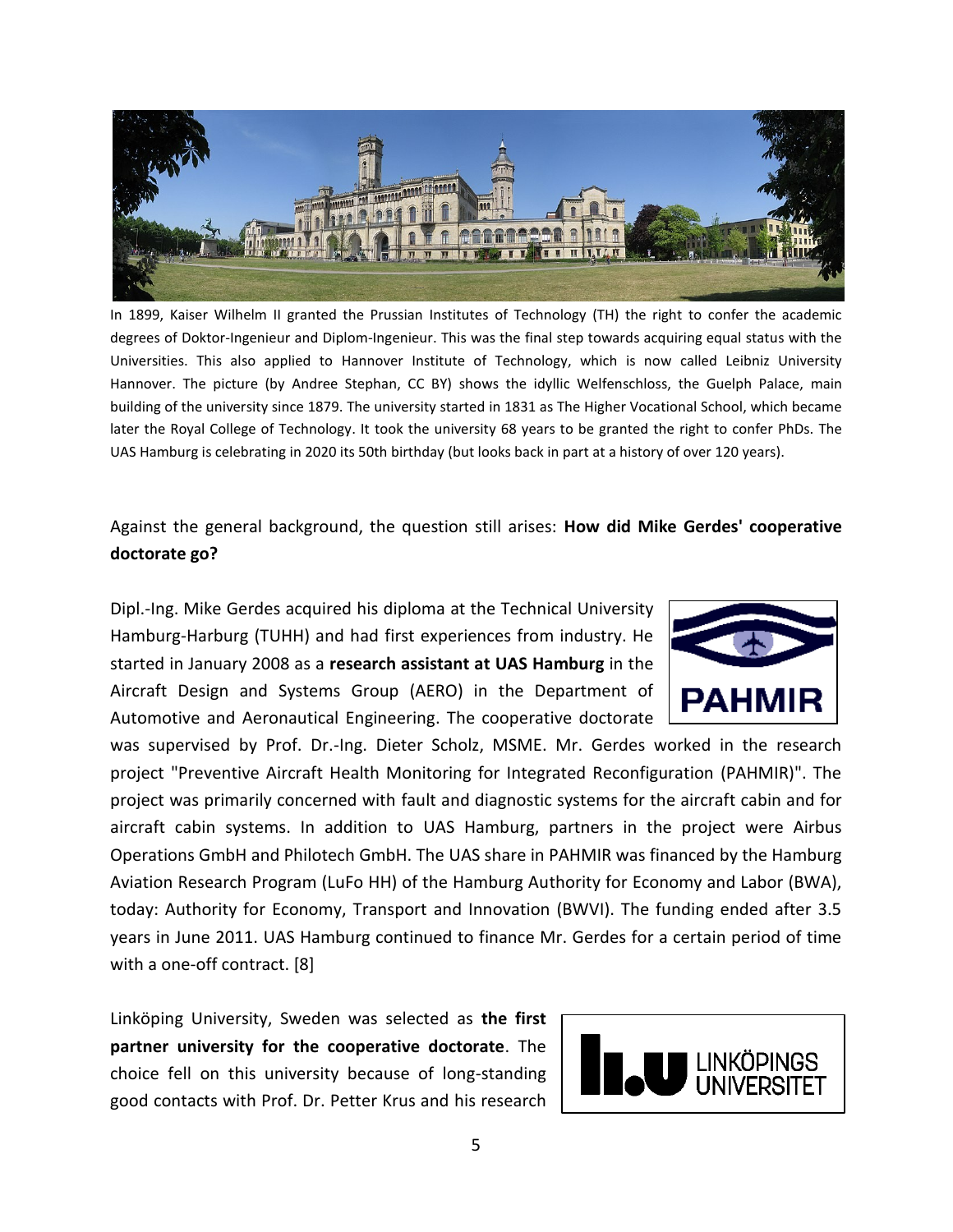In 1899, Kaiser Wilhelm II granted the Prussian Institutes of Technology (TH) the right to confer the academic degrees of Doktor-Ingenieur and Diplom-Ingenieur. This was the final step towards acquiring equal status with the Universities. This also applied to Hannover Institute of Technology, which is now called Leibniz University Hannover. The picture (by Andree Stephan, CC BY) shows the idyllic Welfenschloss, the Guelph Palace, main building of the university since 1879. The university started in 1831 as The Higher Vocational School, which became later the Royal College of Technology. It took the university 68 years to be granted the right to confer PhDs. The UAS Hamburg is celebrating in 2020 its 50th birthday (but looks back in part at a history of over 120 years).

Against the general background, the question still arises: **How did Mike Gerdes' cooperative doctorate go?**

Dipl.-Ing. Mike Gerdes acquired his diploma at the Technical University Hamburg-Harburg (TUHH) and had first experiences from industry. He started in January 2008 as a **research assistant at UAS Hamburg** in the Aircraft Design and Systems Group (AERO) in the Department of Automotive and Aeronautical Engineering. The cooperative doctorate was supervised by Prof. Dr.-Ing. Dieter Scholz, MSME. Mr. Gerdes worked in the research project "Preventive Aircraft Health Monitoring for Integrated Reconfiguration (PAHMIR)". The project was primarily concerned with fault and diagnostic systems for the aircraft cabin and for aircraft cabin systems. In addition to UAS Hamburg, partners in the project were Airbus Operations GmbH and Philotech GmbH. The UAS share in PAHMIR was financed by the Hamburg Aviation Research Program (LuFo HH) of the Hamburg Authority for Economy and Labor (BWA), today: Authority for Economy, Transport and Innovation (BWVI). The funding ended after 3.5 years in June 2011. UAS Hamburg continued to finance Mr. Gerdes for a certain period of time with a one-off contract. [8]

Linköping University, Sweden was selected as **the first partner university for the cooperative doctorate**. The choice fell on this university because of long-standing good contacts with Prof. Dr. Petter Krus and his research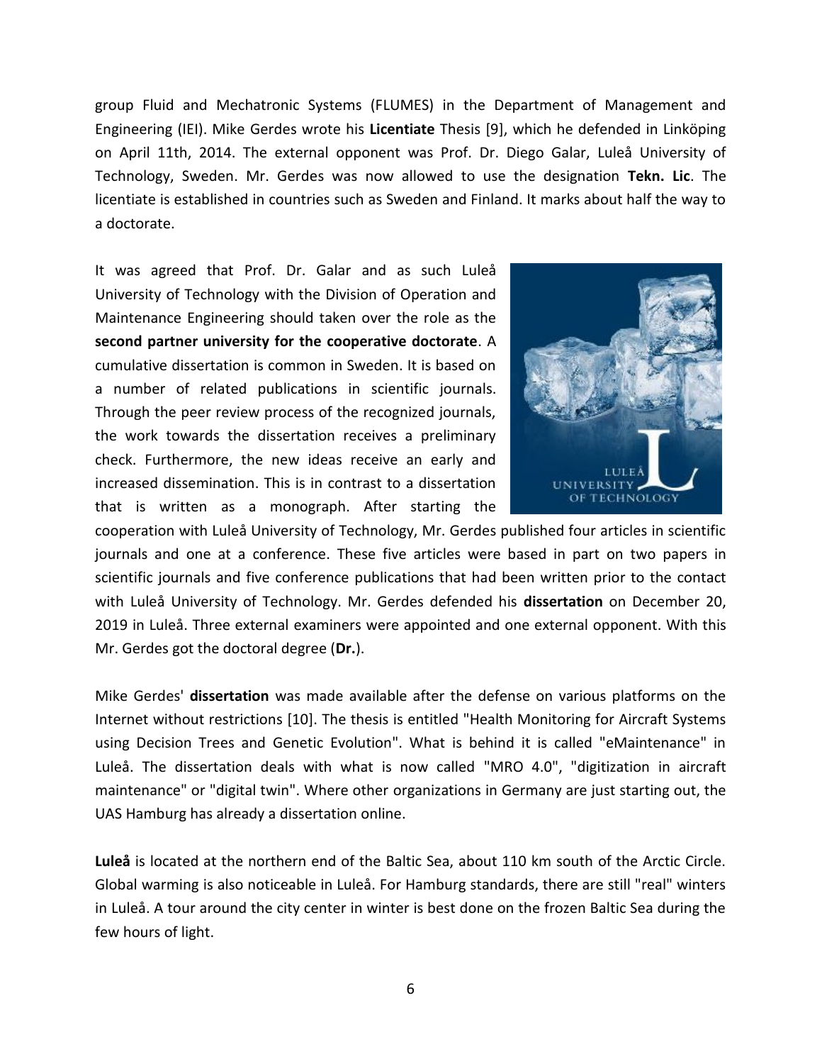group Fluid and Mechatronic Systems (FLUMES) in the Department of Management and Engineering (IEI). Mike Gerdes wrote his **Licentiate** Thesis [9], which he defended in Linköping on April 11th, 2014. The external opponent was Prof. Dr. Diego Galar, Luleå University of Technology, Sweden. Mr. Gerdes was now allowed to use the designation **Tekn. Lic**. The licentiate is established in countries such as Sweden and Finland. It marks about half the way to a doctorate.

It was agreed that Prof. Dr. Galar and as such Luleå University of Technology with the Division of Operation and Maintenance Engineering should taken over the role as the **second partner university for the cooperative doctorate**. A cumulative dissertation is common in Sweden. It is based on a number of related publications in scientific journals. Through the peer review process of the recognized journals, the work towards the dissertation receives a preliminary check. Furthermore, the new ideas receive an early and increased dissemination. This is in contrast to a dissertation that is written as a monograph. After starting the cooperation with Luleå University of Technology, Mr. Gerdes published four articles in scientific journals and one at a conference. These five articles were based in part on two papers in scientific journals and five conference publications that had been written prior to the contact with Luleå University of Technology. Mr. Gerdes defended his **dissertation** on December 20, 2019 in Luleå. Three external examiners were appointed and one external opponent. With this Mr. Gerdes got the doctoral degree (**Dr.**).

Mike Gerdes' **dissertation** was made available after the defense on various platforms on the Internet without restrictions [10]. The thesis is entitled "Health Monitoring for Aircraft Systems using Decision Trees and Genetic Evolution". What is behind it is called "eMaintenance" in Luleå. The dissertation deals with what is now called "MRO 4.0", "digitization in aircraft maintenance" or "digital twin". Where other organizations in Germany are just starting out, the UAS Hamburg has already a dissertation online.

**Luleå** is located at the northern end of the Baltic Sea, about 110 km south of the Arctic Circle. Global warming is also noticeable in Luleå. For Hamburg standards, there are still "real" winters in Luleå. A tour around the city center in winter is best done on the frozen Baltic Sea during the few hours of light.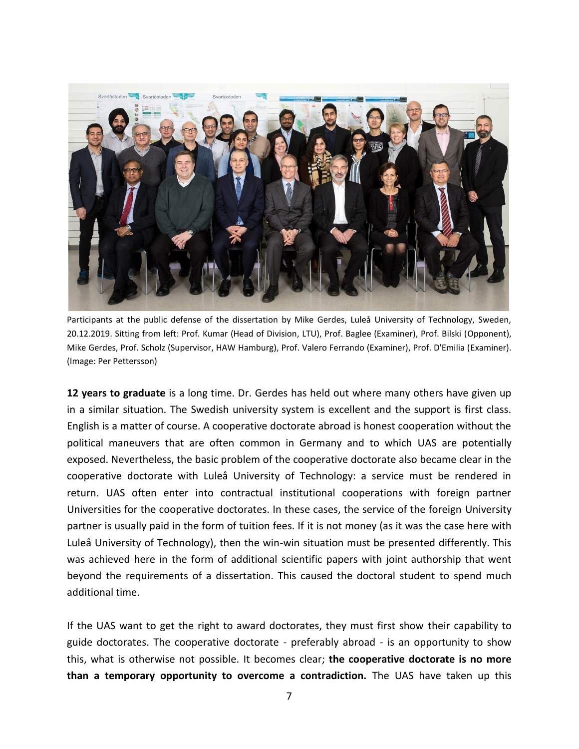Participants at the public defense of the dissertation by Mike Gerdes, Luleå University of Technology, Sweden, 20.12.2019. Sitting from left: Prof. Kumar (Head of Division, LTU), Prof. Baglee (Examiner), Prof. Bilski (Opponent), Mike Gerdes, Prof. Scholz (Supervisor, HAW Hamburg), Prof. Valero Ferrando (Examiner), Prof. D'Emilia (Examiner). (Image: Per Pettersson)

**12 years to graduate** is a long time. Dr. Gerdes has held out where many others have given up in a similar situation. The Swedish university system is excellent and the support is first class. English is a matter of course. A cooperative doctorate abroad is honest cooperation without the political maneuvers that are often common in Germany and to which UAS are potentially exposed. Nevertheless, the basic problem of the cooperative doctorate also became clear in the cooperative doctorate with Luleå University of Technology: a service must be rendered in return. UAS often enter into contractual institutional cooperations with foreign partner Universities for the cooperative doctorates. In these cases, the service of the foreign University partner is usually paid in the form of tuition fees. If it is not money (as it was the case here with Luleå University of Technology), then the win-win situation must be presented differently. This was achieved here in the form of additional scientific papers with joint authorship that went beyond the requirements of a dissertation. This caused the doctoral student to spend much additional time.

If the UAS want to get the right to award doctorates, they must first show their capability to guide doctorates. The cooperative doctorate - preferably abroad - is an opportunity to show this, what is otherwise not possible. It becomes clear; **the cooperative doctorate is no more than a temporary opportunity to overcome a contradiction.** The UAS have taken up this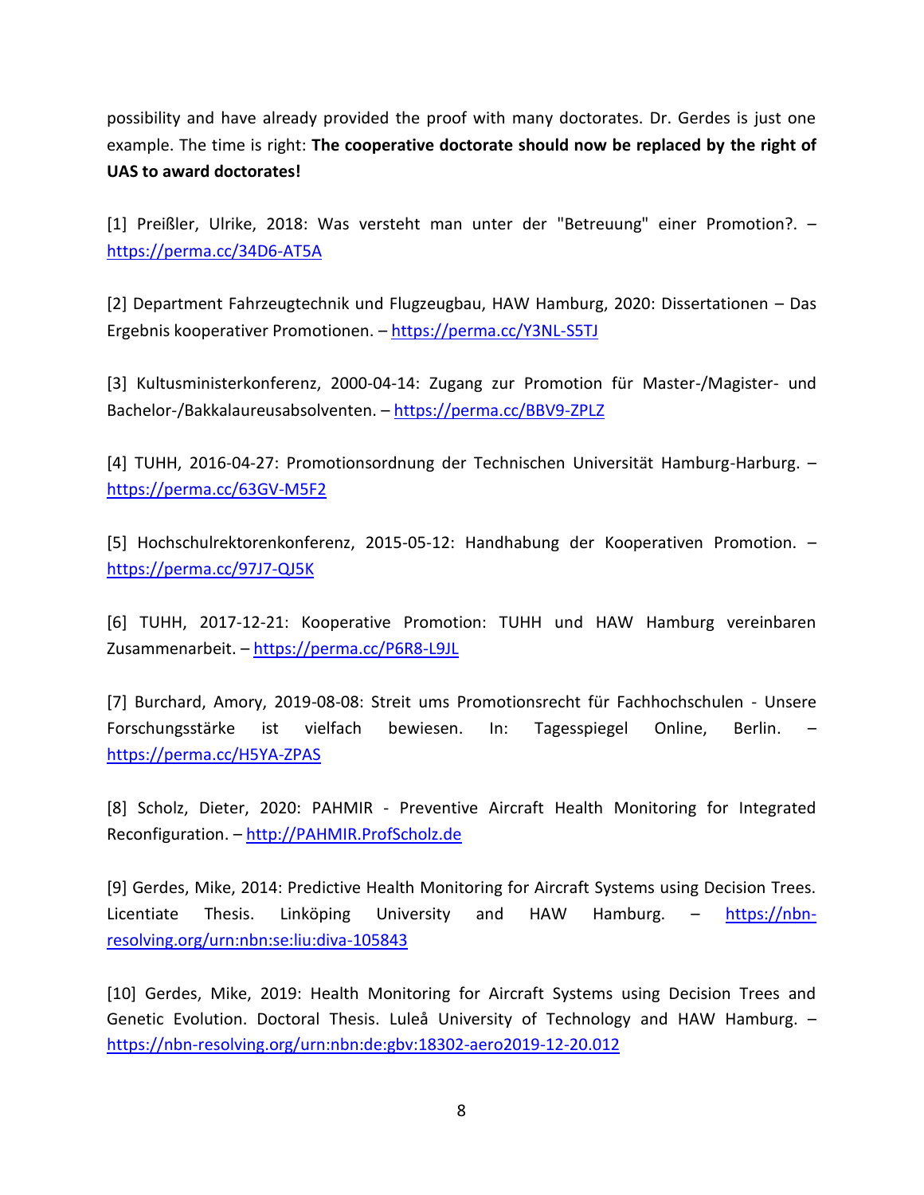possibility and have already provided the proof with many doctorates. Dr. Gerdes is just one example. The time is right: **The cooperative doctorate should now be replaced by the right of UAS to award doctorates!**

[1] Preißler, Ulrike, 2018: Was versteht man unter der "Betreuung" einer Promotion?. – https://perma.cc/34D6-AT5A

[2] Department Fahrzeugtechnik und Flugzeugbau, HAW Hamburg, 2020: Dissertationen – Das Ergebnis kooperativer Promotionen. – https://perma.cc/Y3NL-S5TJ

[3] Kultusministerkonferenz, 2000-04-14: Zugang zur Promotion für Master-/Magister- und Bachelor-/Bakkalaureusabsolventen. – https://perma.cc/BBV9-ZPLZ

[4] TUHH, 2016-04-27: Promotionsordnung der Technischen Universität Hamburg-Harburg. – https://perma.cc/63GV-M5F2

[5] Hochschulrektorenkonferenz, 2015-05-12: Handhabung der Kooperativen Promotion. – https://perma.cc/97J7-QJ5K

[6] TUHH, 2017-12-21: Kooperative Promotion: TUHH und HAW Hamburg vereinbaren Zusammenarbeit. – https://perma.cc/P6R8-L9JL

[7] Burchard, Amory, 2019-08-08: Streit ums Promotionsrecht für Fachhochschulen - Unsere Forschungsstärke ist vielfach bewiesen. In: Tagesspiegel Online, Berlin. – https://perma.cc/H5YA-ZPAS

[8] Scholz, Dieter, 2020: PAHMIR - Preventive Aircraft Health Monitoring for Integrated Reconfiguration. – http://PAHMIR.ProfScholz.de

[9] Gerdes, Mike, 2014: Predictive Health Monitoring for Aircraft Systems using Decision Trees. Licentiate Thesis. Linköping University and HAW Hamburg. – https://nbn-resolving.org/urn:nbn:se:liu:diva-105843

[10] Gerdes, Mike, 2019: Health Monitoring for Aircraft Systems using Decision Trees and Genetic Evolution. Doctoral Thesis. Luleå University of Technology and HAW Hamburg. – https://nbn-resolving.org/urn:nbn:de:gbv:18302-aero2019-12-20.012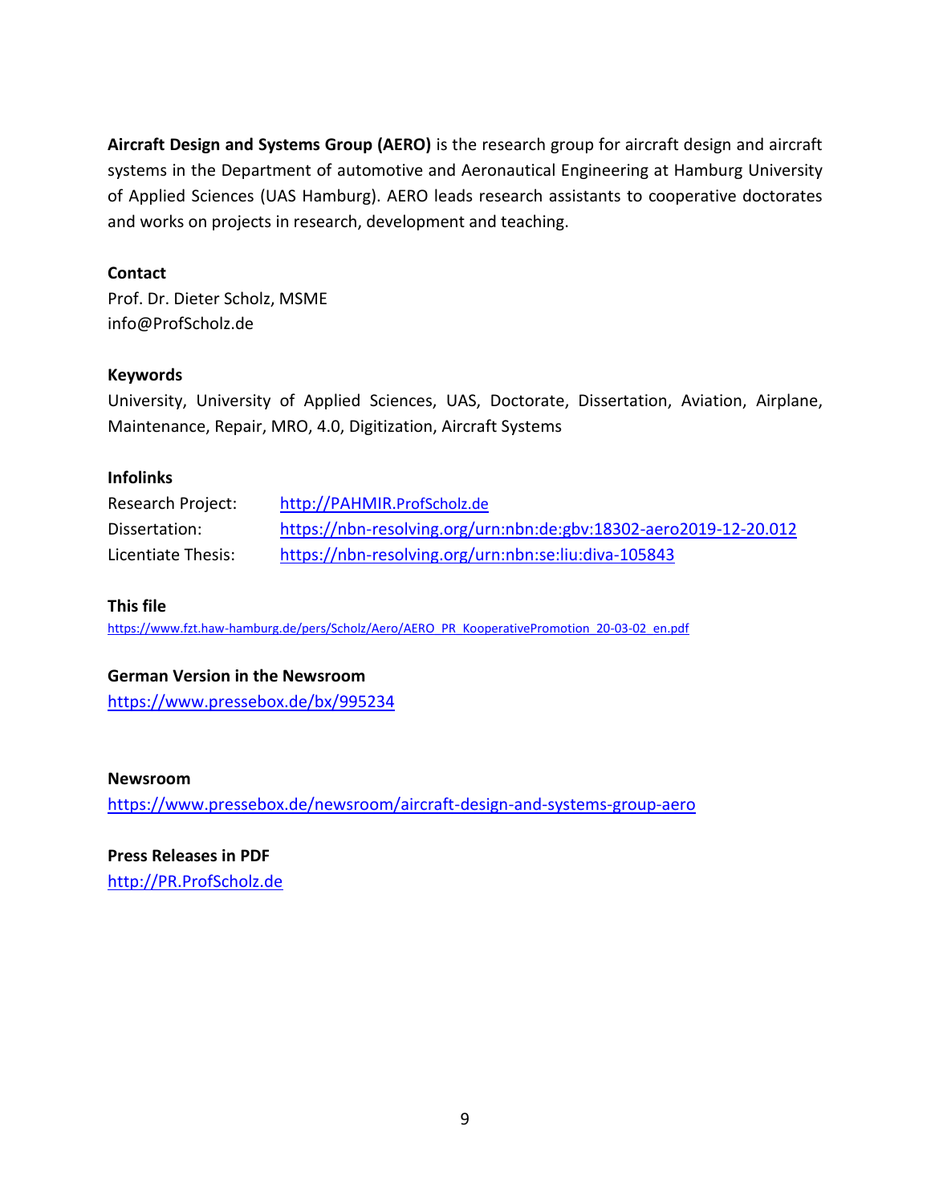**Aircraft Design and Systems Group (AERO)** is the research group for aircraft design and aircraft systems in the Department of automotive and Aeronautical Engineering at Hamburg University of Applied Sciences (UAS Hamburg). AERO leads research assistants to cooperative doctorates and works on projects in research, development and teaching.

**Contact**

Prof. Dr. Dieter Scholz, MSME
info@ProfScholz.de

**Keywords**

University, University of Applied Sciences, UAS, Doctorate, Dissertation, Aviation, Airplane, Maintenance, Repair, MRO, 4.0, Digitization, Aircraft Systems

**Infolinks**

| | |
|---|---|
| Research Project: | http://PAHMIR.ProfScholz.de |
| Dissertation: | https://nbn-resolving.org/urn:nbn:de:gbv:18302-aero2019-12-20.012 |
| Licentiate Thesis: | https://nbn-resolving.org/urn:nbn:se:liu:diva-105843 |

**This file**

https://www.fzt.haw-hamburg.de/pers/Scholz/Aero/AERO_PR_KooperativePromotion_20-03-02_en.pdf

**German Version in the Newsroom**

https://www.pressebox.de/bx/995234

**Newsroom**

https://www.pressebox.de/newsroom/aircraft-design-and-systems-group-aero

**Press Releases in PDF**

http://PR.ProfScholz.de